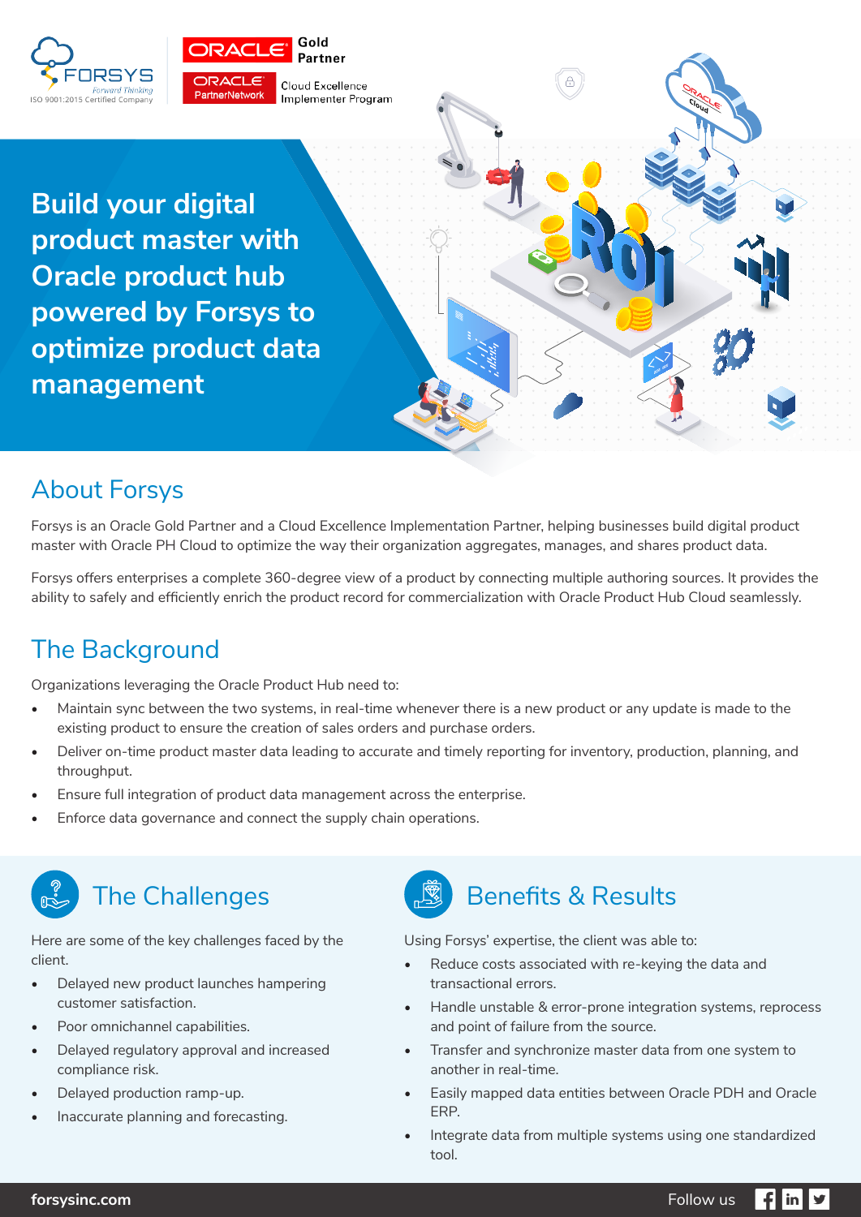FORSYS

Forward Thinking

ISO 9001:2015 Certified Company

ORACLE Gold Partner

ORACLE PartnerNetwork Cloud Excellence Implementer Program

# Build your digital product master with Oracle product hub powered by Forsys to optimize product data management

## About Forsys

Forsys is an Oracle Gold Partner and a Cloud Excellence Implementation Partner, helping businesses build digital product master with Oracle PH Cloud to optimize the way their organization aggregates, manages, and shares product data.

Forsys offers enterprises a complete 360-degree view of a product by connecting multiple authoring sources. It provides the ability to safely and efficiently enrich the product record for commercialization with Oracle Product Hub Cloud seamlessly.

## The Background

Organizations leveraging the Oracle Product Hub need to:

- Maintain sync between the two systems, in real-time whenever there is a new product or any update is made to the existing product to ensure the creation of sales orders and purchase orders.
- Deliver on-time product master data leading to accurate and timely reporting for inventory, production, planning, and throughput.
- Ensure full integration of product data management across the enterprise.
- Enforce data governance and connect the supply chain operations.

## The Challenges

Here are some of the key challenges faced by the client.

- Delayed new product launches hampering customer satisfaction.
- Poor omnichannel capabilities.
- Delayed regulatory approval and increased compliance risk.
- Delayed production ramp-up.
- Inaccurate planning and forecasting.

## Benefits & Results

Using Forsys' expertise, the client was able to:

- Reduce costs associated with re-keying the data and transactional errors.
- Handle unstable & error-prone integration systems, reprocess and point of failure from the source.
- Transfer and synchronize master data from one system to another in real-time.
- Easily mapped data entities between Oracle PDH and Oracle ERP.
- Integrate data from multiple systems using one standardized tool.

forsysinc.com

Follow us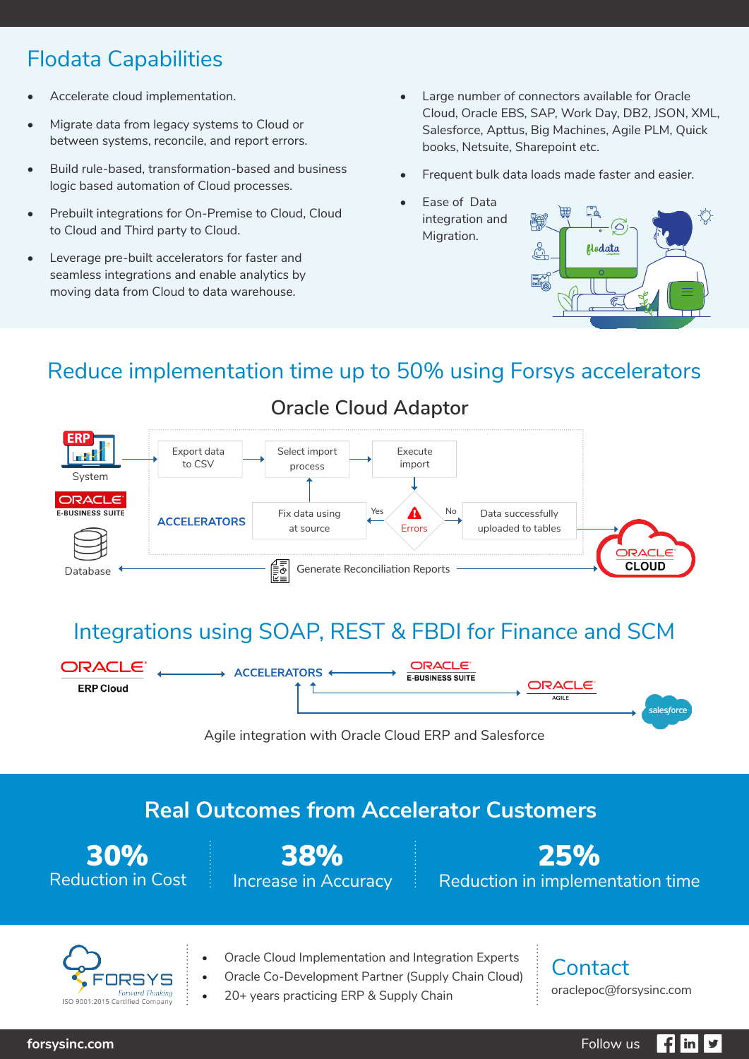## Flodata Capabilities

- Accelerate cloud implementation.
- Migrate data from legacy systems to Cloud or between systems, reconcile, and report errors.
- Build rule-based, transformation-based and business logic based automation of Cloud processes.
- Prebuilt integrations for On-Premise to Cloud, Cloud to Cloud and Third party to Cloud.
- Leverage pre-built accelerators for faster and seamless integrations and enable analytics by moving data from Cloud to data warehouse.
- Large number of connectors available for Oracle Cloud, Oracle EBS, SAP, Work Day, DB2, JSON, XML, Salesforce, Apttus, Big Machines, Agile PLM, Quick books, Netsuite, Sharepoint etc.
- Frequent bulk data loads made faster and easier.
- Ease of Data integration and Migration.

## Reduce implementation time up to 50% using Forsys accelerators

### Oracle Cloud Adaptor

ERP System

ORACLE E-BUSINESS SUITE

Database

ACCELERATORS

Export data to CSV

Select import process

Execute import

Fix data using at source

Yes

Errors

No

Data successfully uploaded to tables

ORACLE CLOUD

Generate Reconciliation Reports

## Integrations using SOAP, REST & FBDI for Finance and SCM

ORACLE ERP Cloud

ACCELERATORS

ORACLE E-BUSINESS SUITE

ORACLE AGILE

salesforce

Agile integration with Oracle Cloud ERP and Salesforce

## Real Outcomes from Accelerator Customers

**30%** Reduction in Cost

**38%** Increase in Accuracy

**25%** Reduction in implementation time

FORSYS Forward Thinking
ISO 9001:2015 Certified Company

- Oracle Cloud Implementation and Integration Experts
- Oracle Co-Development Partner (Supply Chain Cloud)
- 20+ years practicing ERP & Supply Chain

## Contact

oraclepoc@forsysinc.com

**forsysinc.com**

Follow us